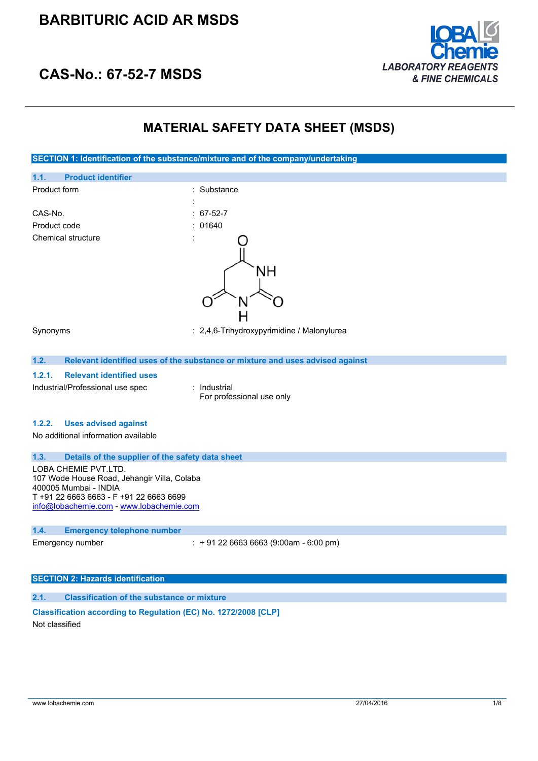# BARBITURIC ACID AR MSDS

## CAS-No.: 67-52-7 MSDS

LOBA Chemie
LABORATORY REAGENTS & FINE CHEMICALS

# MATERIAL SAFETY DATA SHEET (MSDS)

## SECTION 1: Identification of the substance/mixture and of the company/undertaking

### 1.1. Product identifier

| | |
|---|---|
| Product form | : Substance |
| | : |
| CAS-No. | : 67-52-7 |
| Product code | : 01640 |
| Chemical structure | : |
| Synonyms | : 2,4,6-Trihydroxypyrimidine / Malonylurea |

### 1.2. Relevant identified uses of the substance or mixture and uses advised against

#### 1.2.1. Relevant identified uses

Industrial/Professional use spec : Industrial
For professional use only

#### 1.2.2. Uses advised against

No additional information available

### 1.3. Details of the supplier of the safety data sheet

LOBA CHEMIE PVT.LTD.
107 Wode House Road, Jehangir Villa, Colaba
400005 Mumbai - INDIA
T +91 22 6663 6663 - F +91 22 6663 6699
info@lobachemie.com - www.lobachemie.com

### 1.4. Emergency telephone number

Emergency number : + 91 22 6663 6663 (9:00am - 6:00 pm)

## SECTION 2: Hazards identification

### 2.1. Classification of the substance or mixture

**Classification according to Regulation (EC) No. 1272/2008 [CLP]**

Not classified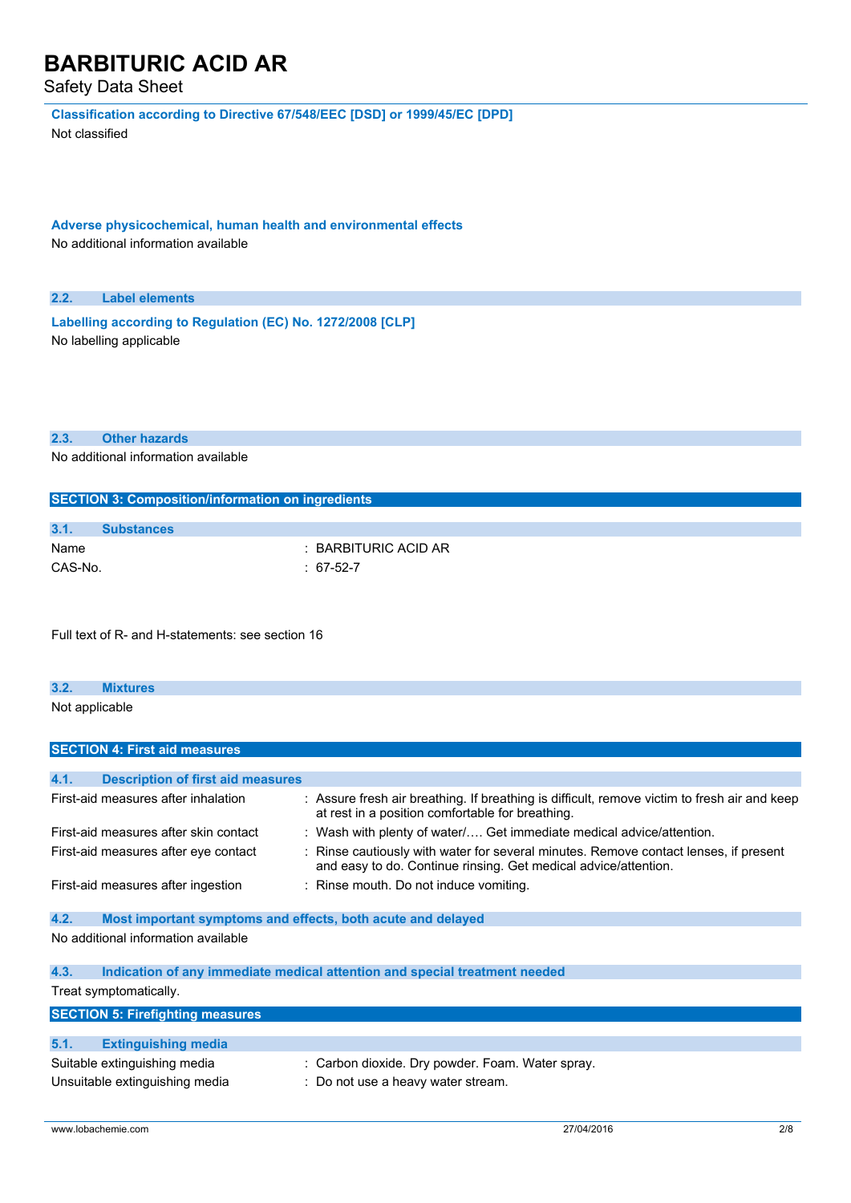**Classification according to Directive 67/548/EEC [DSD] or 1999/45/EC [DPD]**

Not classified

**Adverse physicochemical, human health and environmental effects**

No additional information available

### 2.2. Label elements

**Labelling according to Regulation (EC) No. 1272/2008 [CLP]**

No labelling applicable

### 2.3. Other hazards

No additional information available

## SECTION 3: Composition/information on ingredients

### 3.1. Substances

| | |
|---|---|
| Name | : BARBITURIC ACID AR |
| CAS-No. | : 67-52-7 |

Full text of R- and H-statements: see section 16

### 3.2. Mixtures

Not applicable

## SECTION 4: First aid measures

### 4.1. Description of first aid measures

| | |
|---|---|
| First-aid measures after inhalation | : Assure fresh air breathing. If breathing is difficult, remove victim to fresh air and keep at rest in a position comfortable for breathing. |
| First-aid measures after skin contact | : Wash with plenty of water/…. Get immediate medical advice/attention. |
| First-aid measures after eye contact | : Rinse cautiously with water for several minutes. Remove contact lenses, if present and easy to do. Continue rinsing. Get medical advice/attention. |
| First-aid measures after ingestion | : Rinse mouth. Do not induce vomiting. |

### 4.2. Most important symptoms and effects, both acute and delayed

No additional information available

### 4.3. Indication of any immediate medical attention and special treatment needed

Treat symptomatically.

## SECTION 5: Firefighting measures

### 5.1. Extinguishing media

| | |
|---|---|
| Suitable extinguishing media | : Carbon dioxide. Dry powder. Foam. Water spray. |
| Unsuitable extinguishing media | : Do not use a heavy water stream. |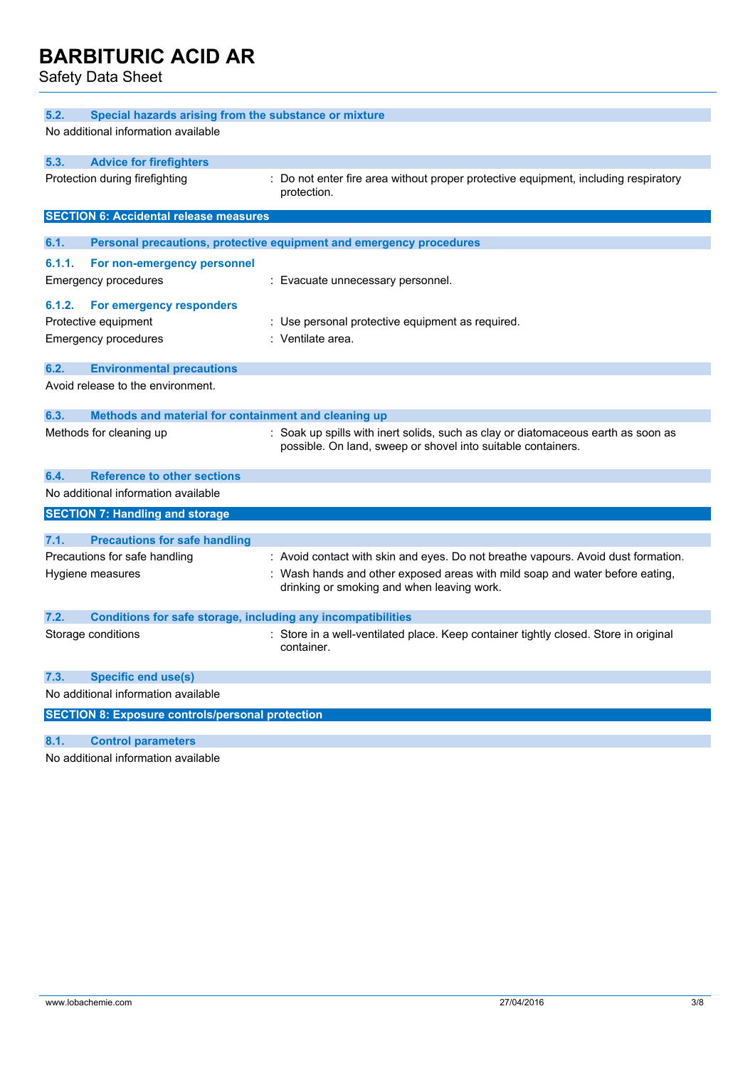#### 5.2. Special hazards arising from the substance or mixture

No additional information available

#### 5.3. Advice for firefighters

| | |
|---|---|
| Protection during firefighting | : Do not enter fire area without proper protective equipment, including respiratory protection. |

## SECTION 6: Accidental release measures

#### 6.1. Personal precautions, protective equipment and emergency procedures

##### 6.1.1. For non-emergency personnel

| | |
|---|---|
| Emergency procedures | : Evacuate unnecessary personnel. |

##### 6.1.2. For emergency responders

| | |
|---|---|
| Protective equipment | : Use personal protective equipment as required. |
| Emergency procedures | : Ventilate area. |

#### 6.2. Environmental precautions

Avoid release to the environment.

#### 6.3. Methods and material for containment and cleaning up

| | |
|---|---|
| Methods for cleaning up | : Soak up spills with inert solids, such as clay or diatomaceous earth as soon as possible. On land, sweep or shovel into suitable containers. |

#### 6.4. Reference to other sections

No additional information available

## SECTION 7: Handling and storage

#### 7.1. Precautions for safe handling

| | |
|---|---|
| Precautions for safe handling | : Avoid contact with skin and eyes. Do not breathe vapours. Avoid dust formation. |
| Hygiene measures | : Wash hands and other exposed areas with mild soap and water before eating, drinking or smoking and when leaving work. |

#### 7.2. Conditions for safe storage, including any incompatibilities

| | |
|---|---|
| Storage conditions | : Store in a well-ventilated place. Keep container tightly closed. Store in original container. |

#### 7.3. Specific end use(s)

No additional information available

## SECTION 8: Exposure controls/personal protection

#### 8.1. Control parameters

No additional information available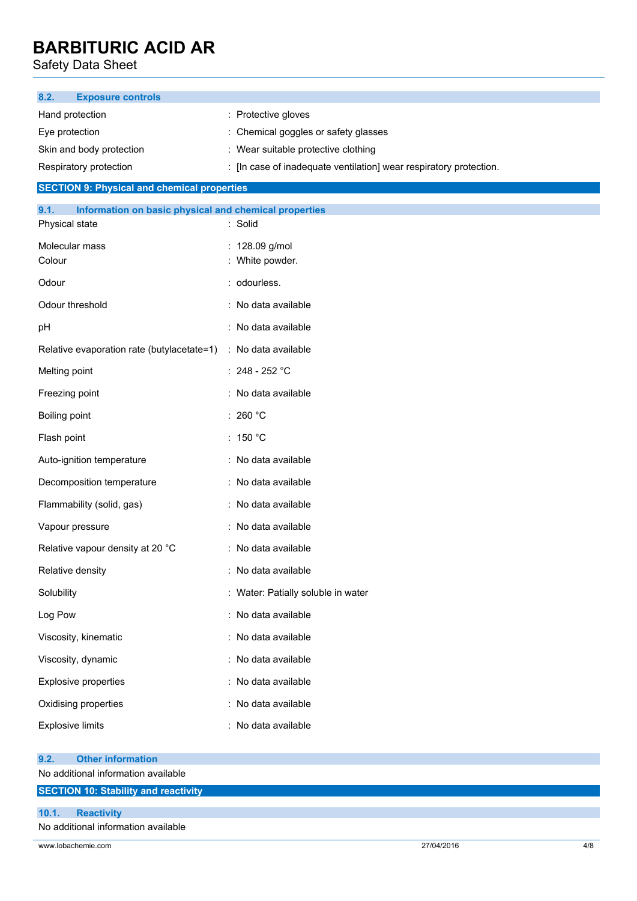### 8.2. Exposure controls

| | |
|---|---|
| Hand protection | : Protective gloves |
| Eye protection | : Chemical goggles or safety glasses |
| Skin and body protection | : Wear suitable protective clothing |
| Respiratory protection | : [In case of inadequate ventilation] wear respiratory protection. |

## SECTION 9: Physical and chemical properties

### 9.1. Information on basic physical and chemical properties

| | |
|---|---|
| Physical state | : Solid |
| Molecular mass | : 128.09 g/mol |
| Colour | : White powder. |
| Odour | : odourless. |
| Odour threshold | : No data available |
| pH | : No data available |
| Relative evaporation rate (butylacetate=1) | : No data available |
| Melting point | : 248 - 252 °C |
| Freezing point | : No data available |
| Boiling point | : 260 °C |
| Flash point | : 150 °C |
| Auto-ignition temperature | : No data available |
| Decomposition temperature | : No data available |
| Flammability (solid, gas) | : No data available |
| Vapour pressure | : No data available |
| Relative vapour density at 20 °C | : No data available |
| Relative density | : No data available |
| Solubility | : Water: Patially soluble in water |
| Log Pow | : No data available |
| Viscosity, kinematic | : No data available |
| Viscosity, dynamic | : No data available |
| Explosive properties | : No data available |
| Oxidising properties | : No data available |
| Explosive limits | : No data available |

### 9.2. Other information

No additional information available

## SECTION 10: Stability and reactivity

### 10.1. Reactivity

No additional information available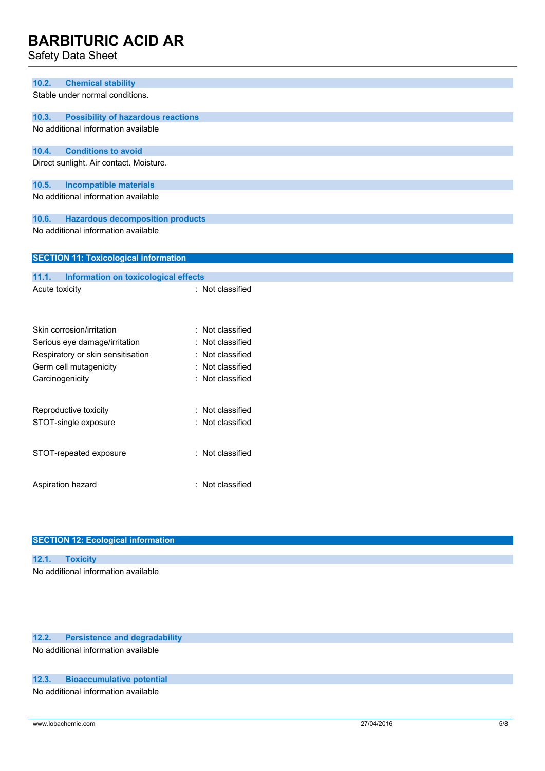### 10.2. Chemical stability

Stable under normal conditions.

### 10.3. Possibility of hazardous reactions

No additional information available

### 10.4. Conditions to avoid

Direct sunlight. Air contact. Moisture.

### 10.5. Incompatible materials

No additional information available

### 10.6. Hazardous decomposition products

No additional information available

## SECTION 11: Toxicological information

### 11.1. Information on toxicological effects

| | |
|---|---|
| Acute toxicity | : Not classified |
| Skin corrosion/irritation | : Not classified |
| Serious eye damage/irritation | : Not classified |
| Respiratory or skin sensitisation | : Not classified |
| Germ cell mutagenicity | : Not classified |
| Carcinogenicity | : Not classified |
| Reproductive toxicity | : Not classified |
| STOT-single exposure | : Not classified |
| STOT-repeated exposure | : Not classified |
| Aspiration hazard | : Not classified |

## SECTION 12: Ecological information

### 12.1. Toxicity

No additional information available

### 12.2. Persistence and degradability

No additional information available

### 12.3. Bioaccumulative potential

No additional information available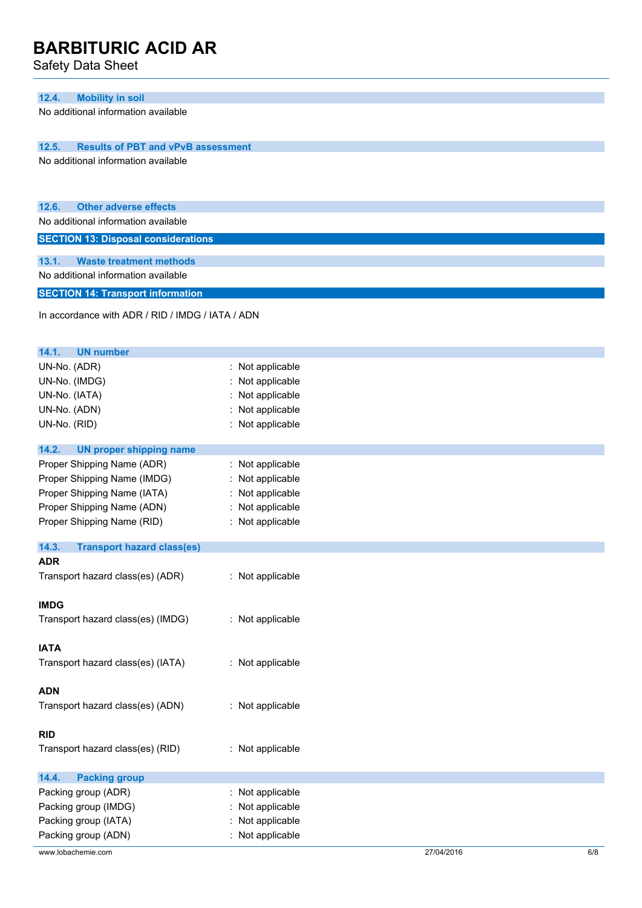### 12.4. Mobility in soil

No additional information available

### 12.5. Results of PBT and vPvB assessment

No additional information available

### 12.6. Other adverse effects

No additional information available

## SECTION 13: Disposal considerations

### 13.1. Waste treatment methods

No additional information available

## SECTION 14: Transport information

In accordance with ADR / RID / IMDG / IATA / ADN

### 14.1. UN number

UN-No. (ADR) : Not applicable
UN-No. (IMDG) : Not applicable
UN-No. (IATA) : Not applicable
UN-No. (ADN) : Not applicable
UN-No. (RID) : Not applicable

### 14.2. UN proper shipping name

Proper Shipping Name (ADR) : Not applicable
Proper Shipping Name (IMDG) : Not applicable
Proper Shipping Name (IATA) : Not applicable
Proper Shipping Name (ADN) : Not applicable
Proper Shipping Name (RID) : Not applicable

### 14.3. Transport hazard class(es)

**ADR**

Transport hazard class(es) (ADR) : Not applicable

**IMDG**

Transport hazard class(es) (IMDG) : Not applicable

**IATA**

Transport hazard class(es) (IATA) : Not applicable

**ADN**

Transport hazard class(es) (ADN) : Not applicable

**RID**

Transport hazard class(es) (RID) : Not applicable

### 14.4. Packing group

Packing group (ADR) : Not applicable
Packing group (IMDG) : Not applicable
Packing group (IATA) : Not applicable
Packing group (ADN) : Not applicable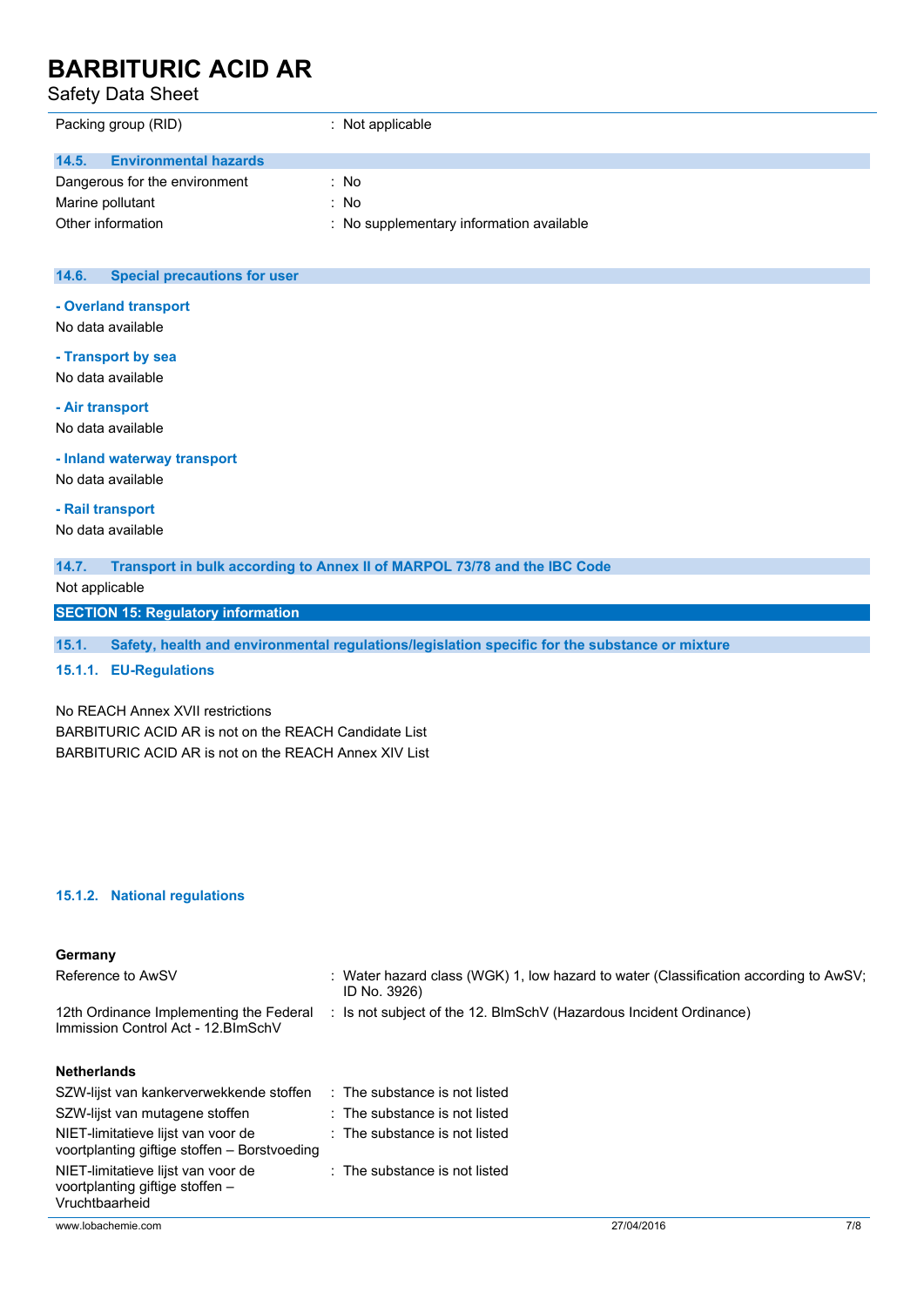| | |
|---|---|
| Packing group (RID) | : Not applicable |

### 14.5. Environmental hazards

| | |
|---|---|
| Dangerous for the environment | : No |
| Marine pollutant | : No |
| Other information | : No supplementary information available |

### 14.6. Special precautions for user

**- Overland transport**

No data available

**- Transport by sea**

No data available

**- Air transport**

No data available

**- Inland waterway transport**

No data available

**- Rail transport**

No data available

### 14.7. Transport in bulk according to Annex II of MARPOL 73/78 and the IBC Code

Not applicable

## SECTION 15: Regulatory information

### 15.1. Safety, health and environmental regulations/legislation specific for the substance or mixture

#### 15.1.1. EU-Regulations

No REACH Annex XVII restrictions
BARBITURIC ACID AR is not on the REACH Candidate List
BARBITURIC ACID AR is not on the REACH Annex XIV List

#### 15.1.2. National regulations

**Germany**

| | |
|---|---|
| Reference to AwSV | : Water hazard class (WGK) 1, low hazard to water (Classification according to AwSV; ID No. 3926) |
| 12th Ordinance Implementing the Federal Immission Control Act - 12.BImSchV | : Is not subject of the 12. BlmSchV (Hazardous Incident Ordinance) |

**Netherlands**

| | |
|---|---|
| SZW-lijst van kankerverwekkende stoffen | : The substance is not listed |
| SZW-lijst van mutagene stoffen | : The substance is not listed |
| NIET-limitatieve lijst van voor de voortplanting giftige stoffen – Borstvoeding | : The substance is not listed |
| NIET-limitatieve lijst van voor de voortplanting giftige stoffen – Vruchtbaarheid | : The substance is not listed |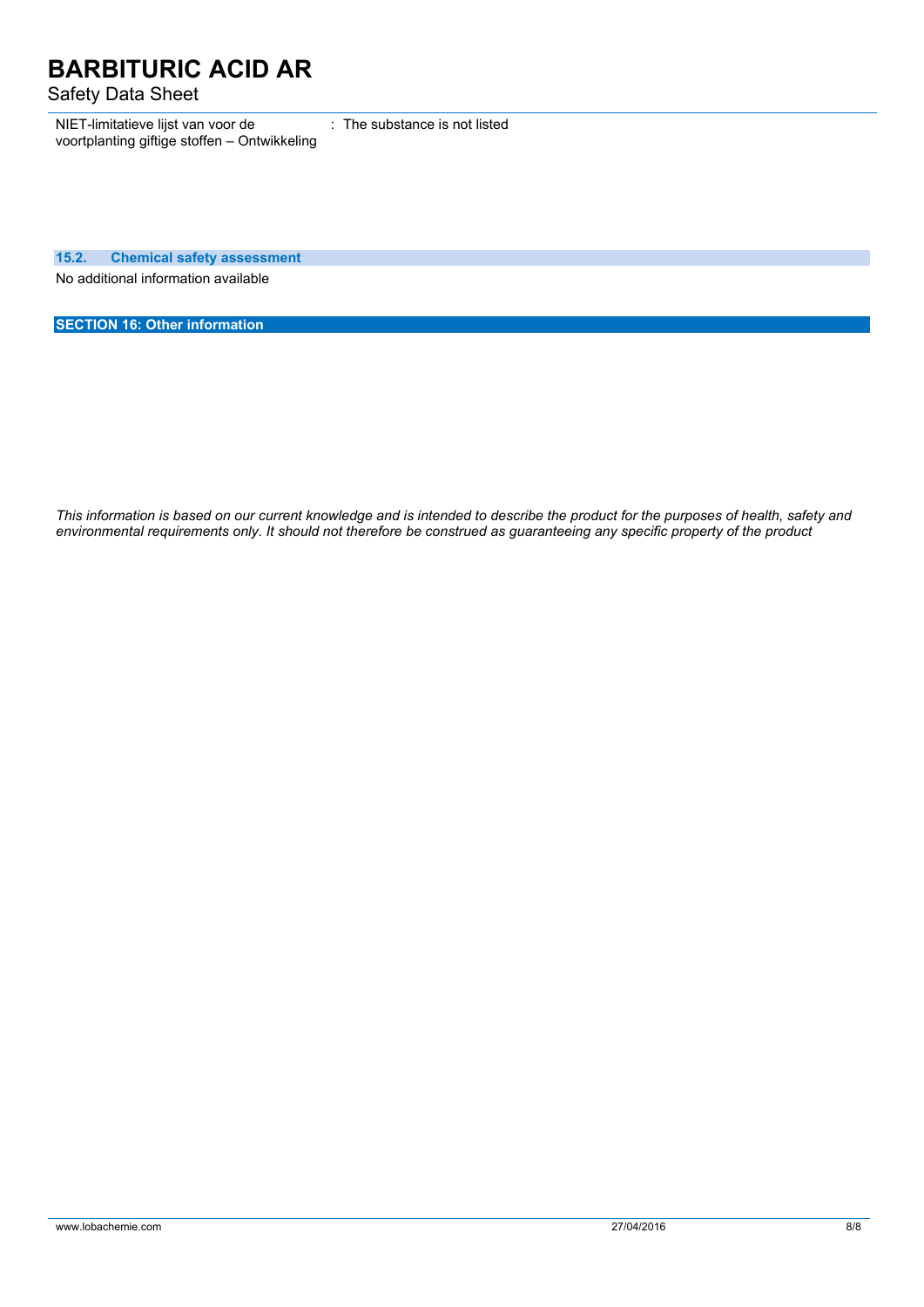| | |
|---|---|
| NIET-limitatieve lijst van voor de voortplanting giftige stoffen – Ontwikkeling | : The substance is not listed |

### 15.2. Chemical safety assessment

No additional information available

## SECTION 16: Other information

*This information is based on our current knowledge and is intended to describe the product for the purposes of health, safety and environmental requirements only. It should not therefore be construed as guaranteeing any specific property of the product*